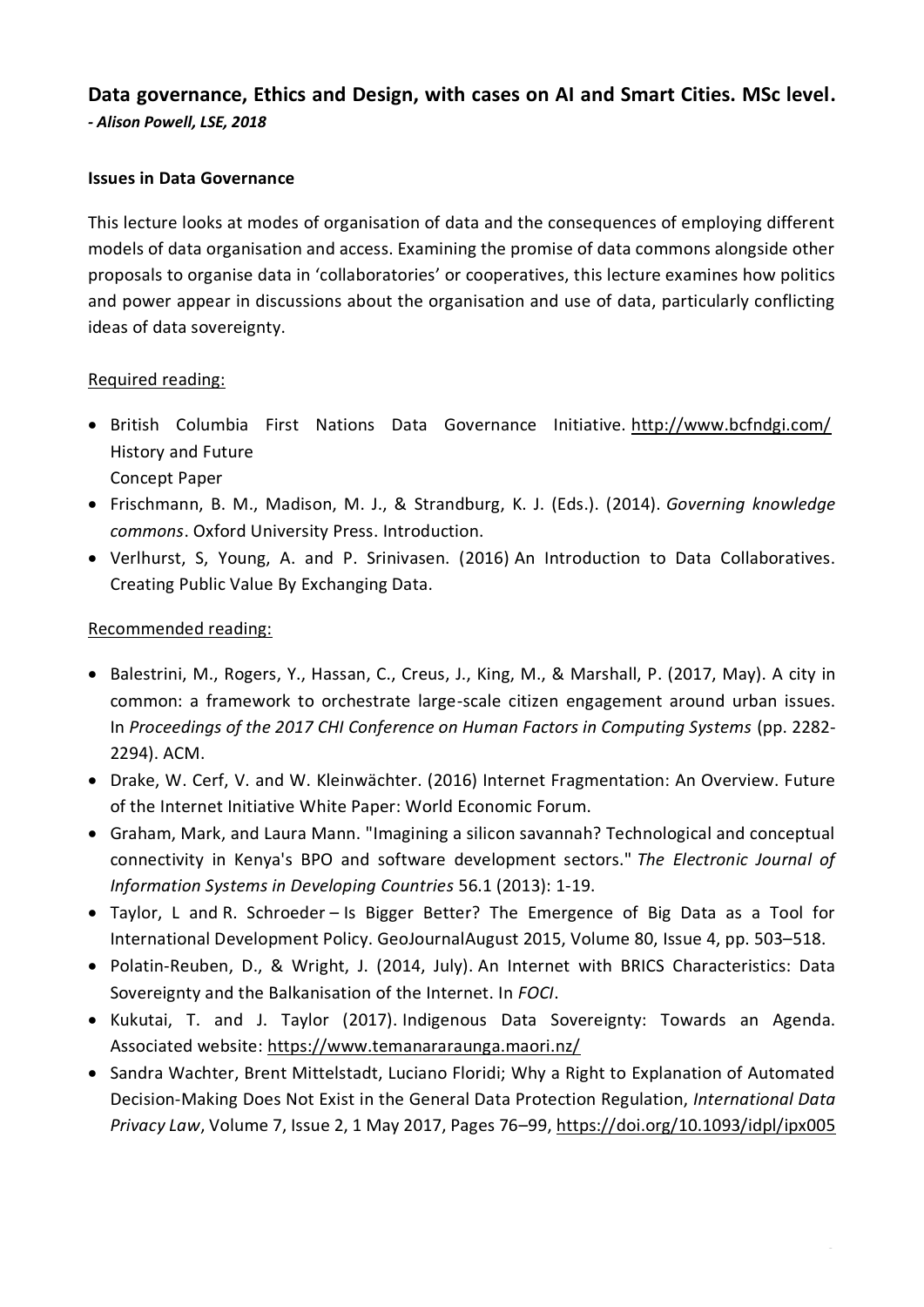# Data governance, Ethics and Design, with cases on AI and Smart Cities. MSc level.

***- Alison Powell, LSE, 2018***

## Issues in Data Governance

This lecture looks at modes of organisation of data and the consequences of employing different models of data organisation and access. Examining the promise of data commons alongside other proposals to organise data in 'collaboratories' or cooperatives, this lecture examines how politics and power appear in discussions about the organisation and use of data, particularly conflicting ideas of data sovereignty.

Required reading:

- British Columbia First Nations Data Governance Initiative. http://www.bcfndgi.com/ History and Future
  Concept Paper
- Frischmann, B. M., Madison, M. J., & Strandburg, K. J. (Eds.). (2014). *Governing knowledge commons*. Oxford University Press. Introduction.
- Verlhurst, S, Young, A. and P. Srinivasen. (2016) An Introduction to Data Collaboratives. Creating Public Value By Exchanging Data.

Recommended reading:

- Balestrini, M., Rogers, Y., Hassan, C., Creus, J., King, M., & Marshall, P. (2017, May). A city in common: a framework to orchestrate large-scale citizen engagement around urban issues. In *Proceedings of the 2017 CHI Conference on Human Factors in Computing Systems* (pp. 2282-2294). ACM.
- Drake, W. Cerf, V. and W. Kleinwächter. (2016) Internet Fragmentation: An Overview. Future of the Internet Initiative White Paper: World Economic Forum.
- Graham, Mark, and Laura Mann. "Imagining a silicon savannah? Technological and conceptual connectivity in Kenya's BPO and software development sectors." *The Electronic Journal of Information Systems in Developing Countries* 56.1 (2013): 1-19.
- Taylor, L and R. Schroeder – Is Bigger Better? The Emergence of Big Data as a Tool for International Development Policy. GeoJournalAugust 2015, Volume 80, Issue 4, pp. 503–518.
- Polatin-Reuben, D., & Wright, J. (2014, July). An Internet with BRICS Characteristics: Data Sovereignty and the Balkanisation of the Internet. In *FOCI*.
- Kukutai, T. and J. Taylor (2017). Indigenous Data Sovereignty: Towards an Agenda. Associated website: https://www.temanararaunga.maori.nz/
- Sandra Wachter, Brent Mittelstadt, Luciano Floridi; Why a Right to Explanation of Automated Decision-Making Does Not Exist in the General Data Protection Regulation, *International Data Privacy Law*, Volume 7, Issue 2, 1 May 2017, Pages 76–99, https://doi.org/10.1093/idpl/ipx005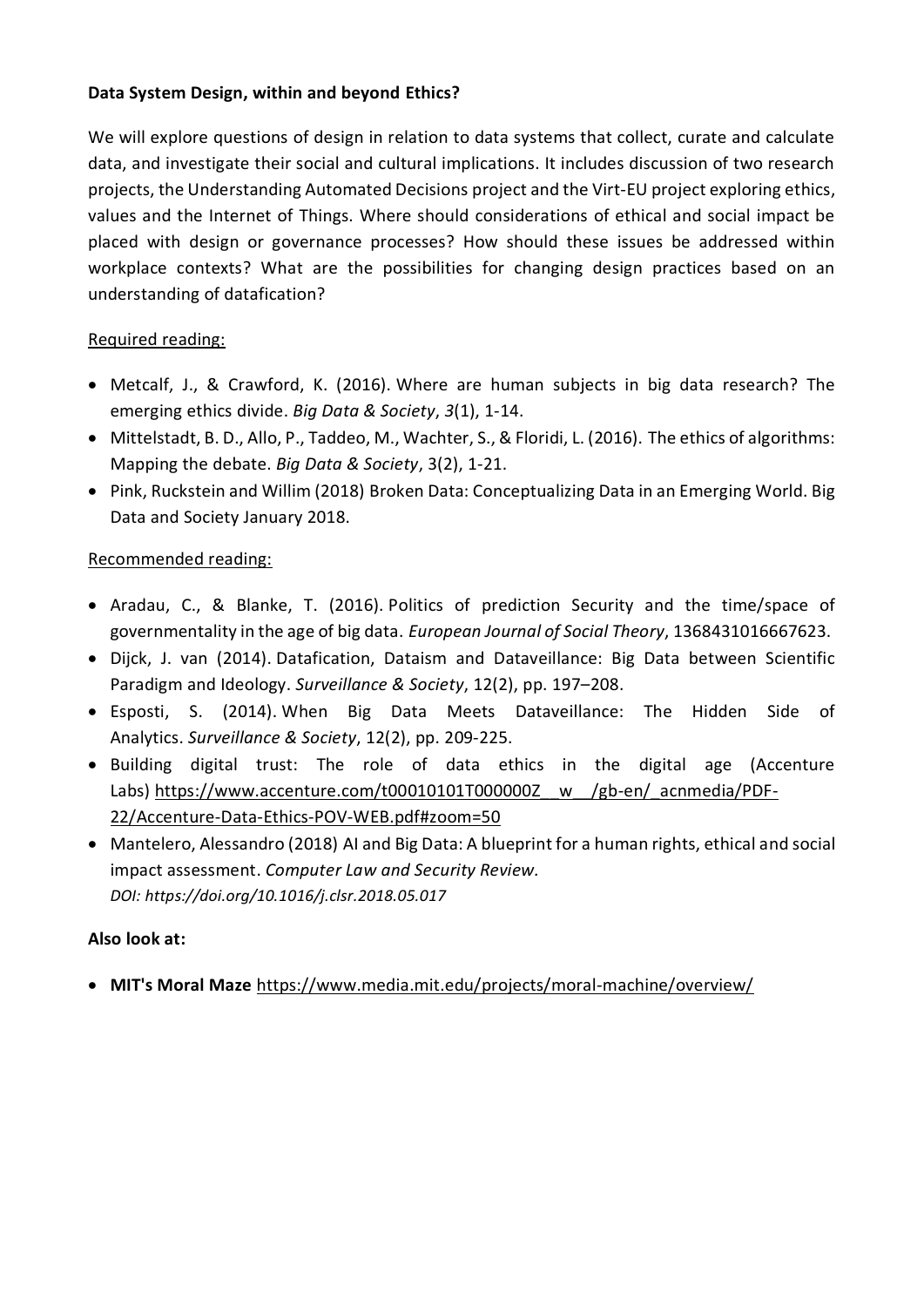**Data System Design, within and beyond Ethics?**

We will explore questions of design in relation to data systems that collect, curate and calculate data, and investigate their social and cultural implications. It includes discussion of two research projects, the Understanding Automated Decisions project and the Virt-EU project exploring ethics, values and the Internet of Things. Where should considerations of ethical and social impact be placed with design or governance processes? How should these issues be addressed within workplace contexts? What are the possibilities for changing design practices based on an understanding of datafication?

Required reading:

- Metcalf, J., & Crawford, K. (2016). Where are human subjects in big data research? The emerging ethics divide. *Big Data & Society*, *3*(1), 1-14.
- Mittelstadt, B. D., Allo, P., Taddeo, M., Wachter, S., & Floridi, L. (2016). The ethics of algorithms: Mapping the debate. *Big Data & Society*, 3(2), 1-21.
- Pink, Ruckstein and Willim (2018) Broken Data: Conceptualizing Data in an Emerging World. Big Data and Society January 2018.

Recommended reading:

- Aradau, C., & Blanke, T. (2016). Politics of prediction Security and the time/space of governmentality in the age of big data. *European Journal of Social Theory*, 1368431016667623.
- Dijck, J. van (2014). Datafication, Dataism and Dataveillance: Big Data between Scientific Paradigm and Ideology. *Surveillance & Society*, 12(2), pp. 197–208.
- Esposti, S. (2014). When Big Data Meets Dataveillance: The Hidden Side of Analytics. *Surveillance & Society*, 12(2), pp. 209-225.
- Building digital trust: The role of data ethics in the digital age (Accenture Labs) https://www.accenture.com/t00010101T000000Z__w__/gb-en/_acnmedia/PDF-22/Accenture-Data-Ethics-POV-WEB.pdf#zoom=50
- Mantelero, Alessandro (2018) AI and Big Data: A blueprint for a human rights, ethical and social impact assessment. *Computer Law and Security Review.* *DOI: https://doi.org/10.1016/j.clsr.2018.05.017*

**Also look at:**

- **MIT's Moral Maze** https://www.media.mit.edu/projects/moral-machine/overview/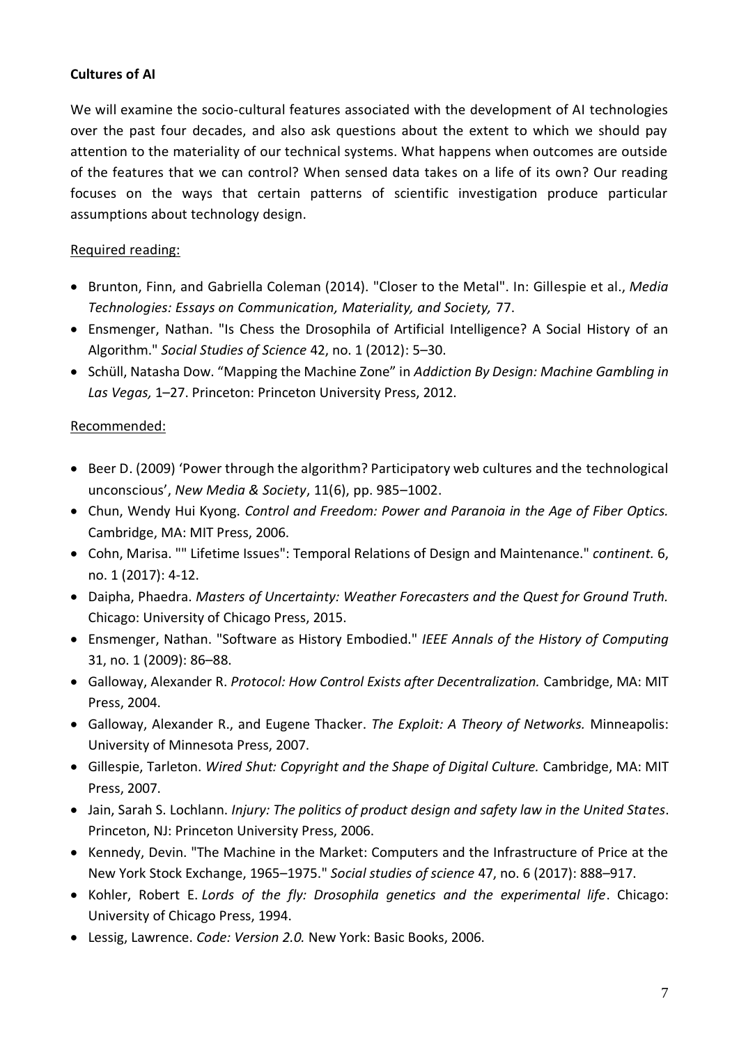**Cultures of AI**

We will examine the socio-cultural features associated with the development of AI technologies over the past four decades, and also ask questions about the extent to which we should pay attention to the materiality of our technical systems. What happens when outcomes are outside of the features that we can control? When sensed data takes on a life of its own? Our reading focuses on the ways that certain patterns of scientific investigation produce particular assumptions about technology design.

Required reading:

- Brunton, Finn, and Gabriella Coleman (2014). "Closer to the Metal". In: Gillespie et al., *Media Technologies: Essays on Communication, Materiality, and Society,* 77.
- Ensmenger, Nathan. "Is Chess the Drosophila of Artificial Intelligence? A Social History of an Algorithm." *Social Studies of Science* 42, no. 1 (2012): 5–30.
- Schüll, Natasha Dow. "Mapping the Machine Zone" in *Addiction By Design: Machine Gambling in Las Vegas,* 1–27. Princeton: Princeton University Press, 2012.

Recommended:

- Beer D. (2009) 'Power through the algorithm? Participatory web cultures and the technological unconscious', *New Media & Society*, 11(6), pp. 985–1002.
- Chun, Wendy Hui Kyong. *Control and Freedom: Power and Paranoia in the Age of Fiber Optics.* Cambridge, MA: MIT Press, 2006.
- Cohn, Marisa. "" Lifetime Issues": Temporal Relations of Design and Maintenance." *continent.* 6, no. 1 (2017): 4-12.
- Daipha, Phaedra. *Masters of Uncertainty: Weather Forecasters and the Quest for Ground Truth.* Chicago: University of Chicago Press, 2015.
- Ensmenger, Nathan. "Software as History Embodied." *IEEE Annals of the History of Computing* 31, no. 1 (2009): 86–88.
- Galloway, Alexander R. *Protocol: How Control Exists after Decentralization.* Cambridge, MA: MIT Press, 2004.
- Galloway, Alexander R., and Eugene Thacker. *The Exploit: A Theory of Networks.* Minneapolis: University of Minnesota Press, 2007.
- Gillespie, Tarleton. *Wired Shut: Copyright and the Shape of Digital Culture.* Cambridge, MA: MIT Press, 2007.
- Jain, Sarah S. Lochlann. *Injury: The politics of product design and safety law in the United States*. Princeton, NJ: Princeton University Press, 2006.
- Kennedy, Devin. "The Machine in the Market: Computers and the Infrastructure of Price at the New York Stock Exchange, 1965–1975." *Social studies of science* 47, no. 6 (2017): 888–917.
- Kohler, Robert E. *Lords of the fly: Drosophila genetics and the experimental life*. Chicago: University of Chicago Press, 1994.
- Lessig, Lawrence. *Code: Version 2.0.* New York: Basic Books, 2006.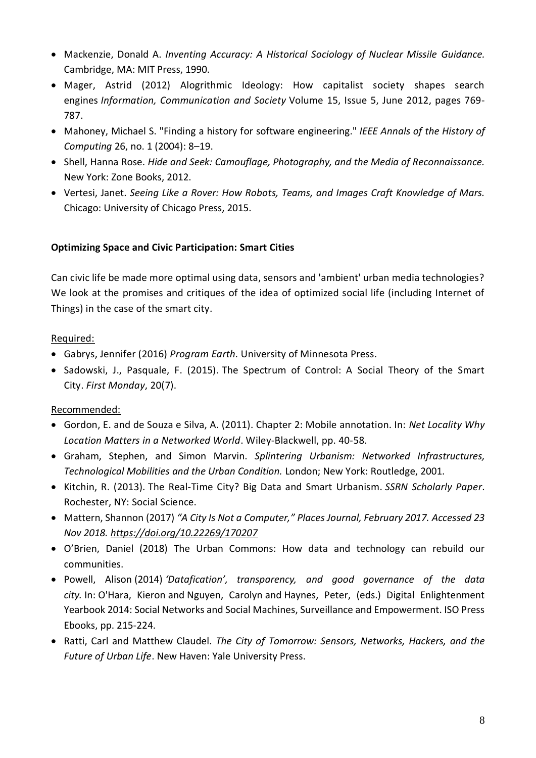- Mackenzie, Donald A. *Inventing Accuracy: A Historical Sociology of Nuclear Missile Guidance.* Cambridge, MA: MIT Press, 1990.
- Mager, Astrid (2012) Alogrithmic Ideology: How capitalist society shapes search engines *Information, Communication and Society* Volume 15, Issue 5, June 2012, pages 769-787.
- Mahoney, Michael S. "Finding a history for software engineering." *IEEE Annals of the History of Computing* 26, no. 1 (2004): 8–19.
- Shell, Hanna Rose. *Hide and Seek: Camouflage, Photography, and the Media of Reconnaissance.* New York: Zone Books, 2012.
- Vertesi, Janet. *Seeing Like a Rover: How Robots, Teams, and Images Craft Knowledge of Mars.* Chicago: University of Chicago Press, 2015.

**Optimizing Space and Civic Participation: Smart Cities**

Can civic life be made more optimal using data, sensors and 'ambient' urban media technologies? We look at the promises and critiques of the idea of optimized social life (including Internet of Things) in the case of the smart city.

Required:

- Gabrys, Jennifer (2016) *Program Earth.* University of Minnesota Press.
- Sadowski, J., Pasquale, F. (2015). The Spectrum of Control: A Social Theory of the Smart City. *First Monday*, 20(7).

Recommended:

- Gordon, E. and de Souza e Silva, A. (2011). Chapter 2: Mobile annotation. In: *Net Locality Why Location Matters in a Networked World*. Wiley-Blackwell, pp. 40-58.
- Graham, Stephen, and Simon Marvin. *Splintering Urbanism: Networked Infrastructures, Technological Mobilities and the Urban Condition.* London; New York: Routledge, 2001.
- Kitchin, R. (2013). The Real-Time City? Big Data and Smart Urbanism. *SSRN Scholarly Paper*. Rochester, NY: Social Science.
- Mattern, Shannon (2017) *"A City Is Not a Computer," Places Journal, February 2017. Accessed 23 Nov 2018. https://doi.org/10.22269/170207*
- O'Brien, Daniel (2018) The Urban Commons: How data and technology can rebuild our communities.
- Powell, Alison (2014) *'Datafication', transparency, and good governance of the data city.* In: O'Hara, Kieron and Nguyen, Carolyn and Haynes, Peter, (eds.) Digital Enlightenment Yearbook 2014: Social Networks and Social Machines, Surveillance and Empowerment. ISO Press Ebooks, pp. 215-224.
- Ratti, Carl and Matthew Claudel. *The City of Tomorrow: Sensors, Networks, Hackers, and the Future of Urban Life*. New Haven: Yale University Press.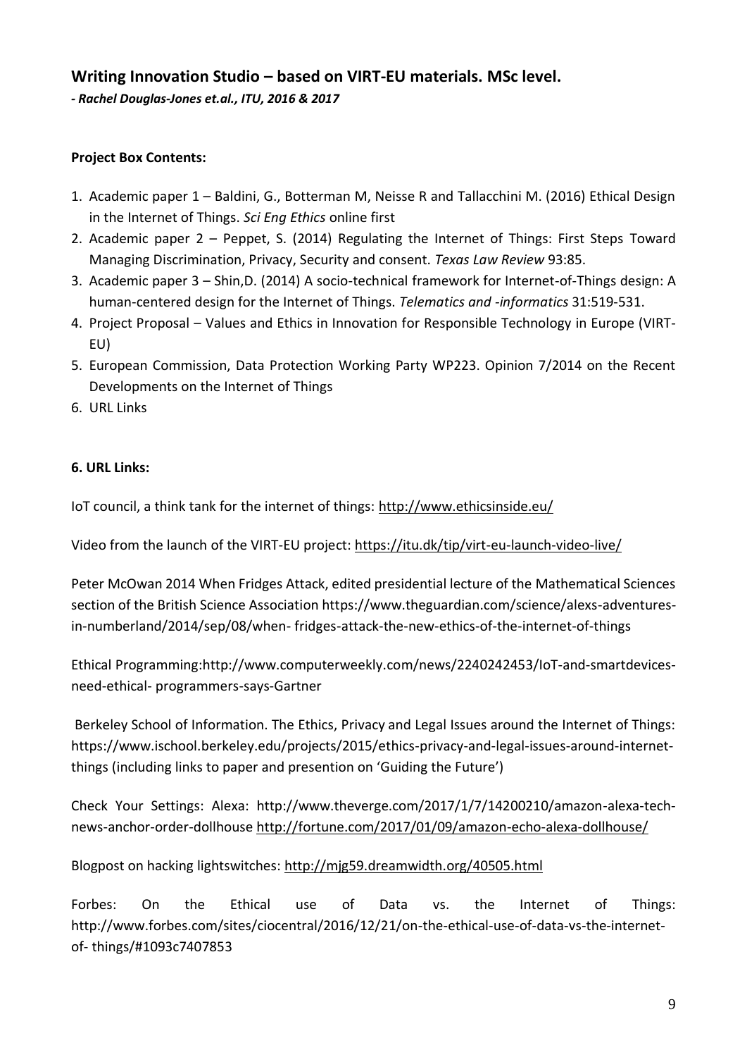## Writing Innovation Studio – based on VIRT-EU materials. MSc level.

***- Rachel Douglas-Jones et.al., ITU, 2016 & 2017***

**Project Box Contents:**

1. Academic paper 1 – Baldini, G., Botterman M, Neisse R and Tallacchini M. (2016) Ethical Design in the Internet of Things. *Sci Eng Ethics* online first
2. Academic paper 2 – Peppet, S. (2014) Regulating the Internet of Things: First Steps Toward Managing Discrimination, Privacy, Security and consent. *Texas Law Review* 93:85.
3. Academic paper 3 – Shin,D. (2014) A socio-technical framework for Internet-of-Things design: A human-centered design for the Internet of Things. *Telematics and -informatics* 31:519-531.
4. Project Proposal – Values and Ethics in Innovation for Responsible Technology in Europe (VIRT-EU)
5. European Commission, Data Protection Working Party WP223. Opinion 7/2014 on the Recent Developments on the Internet of Things
6. URL Links

**6. URL Links:**

IoT council, a think tank for the internet of things: http://www.ethicsinside.eu/

Video from the launch of the VIRT-EU project: https://itu.dk/tip/virt-eu-launch-video-live/

Peter McOwan 2014 When Fridges Attack, edited presidential lecture of the Mathematical Sciences section of the British Science Association https://www.theguardian.com/science/alexs-adventures-in-numberland/2014/sep/08/when- fridges-attack-the-new-ethics-of-the-internet-of-things

Ethical Programming:http://www.computerweekly.com/news/2240242453/IoT-and-smartdevices-need-ethical- programmers-says-Gartner

Berkeley School of Information. The Ethics, Privacy and Legal Issues around the Internet of Things: https://www.ischool.berkeley.edu/projects/2015/ethics-privacy-and-legal-issues-around-internet-things (including links to paper and presention on 'Guiding the Future')

Check Your Settings: Alexa: http://www.theverge.com/2017/1/7/14200210/amazon-alexa-tech-news-anchor-order-dollhouse http://fortune.com/2017/01/09/amazon-echo-alexa-dollhouse/

Blogpost on hacking lightswitches: http://mjg59.dreamwidth.org/40505.html

Forbes: On the Ethical use of Data vs. the Internet of Things: http://www.forbes.com/sites/ciocentral/2016/12/21/on-the-ethical-use-of-data-vs-the-internet-of- things/#1093c7407853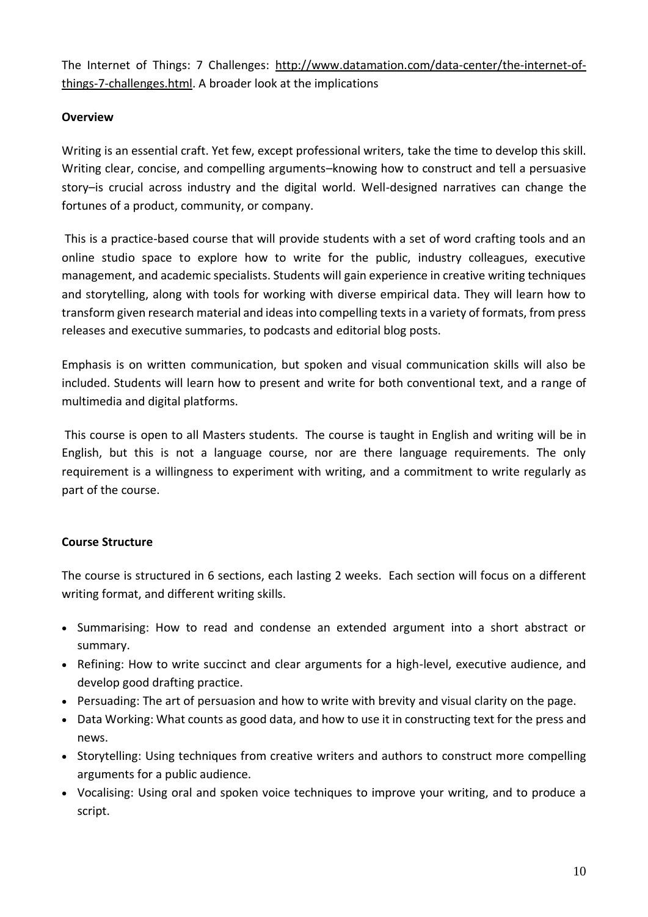The Internet of Things: 7 Challenges: [http://www.datamation.com/data-center/the-internet-of-things-7-challenges.html](http://www.datamation.com/data-center/the-internet-of-things-7-challenges.html). A broader look at the implications

**Overview**

Writing is an essential craft. Yet few, except professional writers, take the time to develop this skill. Writing clear, concise, and compelling arguments–knowing how to construct and tell a persuasive story–is crucial across industry and the digital world. Well-designed narratives can change the fortunes of a product, community, or company.

This is a practice-based course that will provide students with a set of word crafting tools and an online studio space to explore how to write for the public, industry colleagues, executive management, and academic specialists. Students will gain experience in creative writing techniques and storytelling, along with tools for working with diverse empirical data. They will learn how to transform given research material and ideas into compelling texts in a variety of formats, from press releases and executive summaries, to podcasts and editorial blog posts.

Emphasis is on written communication, but spoken and visual communication skills will also be included. Students will learn how to present and write for both conventional text, and a range of multimedia and digital platforms.

This course is open to all Masters students. The course is taught in English and writing will be in English, but this is not a language course, nor are there language requirements. The only requirement is a willingness to experiment with writing, and a commitment to write regularly as part of the course.

**Course Structure**

The course is structured in 6 sections, each lasting 2 weeks. Each section will focus on a different writing format, and different writing skills.

- Summarising: How to read and condense an extended argument into a short abstract or summary.
- Refining: How to write succinct and clear arguments for a high-level, executive audience, and develop good drafting practice.
- Persuading: The art of persuasion and how to write with brevity and visual clarity on the page.
- Data Working: What counts as good data, and how to use it in constructing text for the press and news.
- Storytelling: Using techniques from creative writers and authors to construct more compelling arguments for a public audience.
- Vocalising: Using oral and spoken voice techniques to improve your writing, and to produce a script.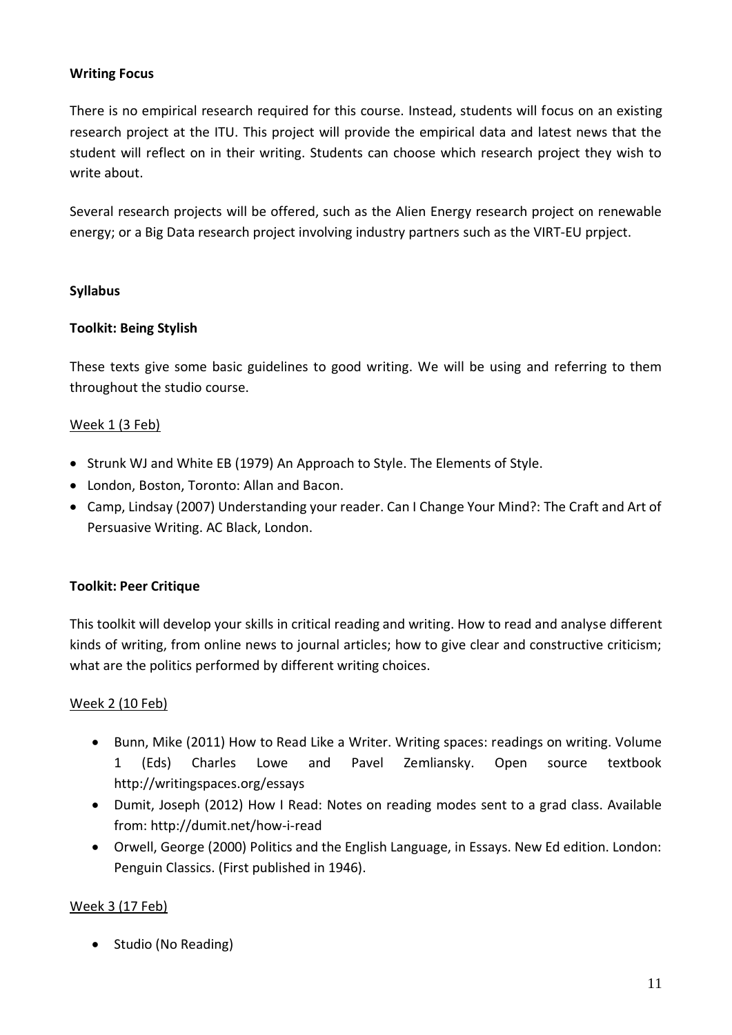**Writing Focus**

There is no empirical research required for this course. Instead, students will focus on an existing research project at the ITU. This project will provide the empirical data and latest news that the student will reflect on in their writing. Students can choose which research project they wish to write about.

Several research projects will be offered, such as the Alien Energy research project on renewable energy; or a Big Data research project involving industry partners such as the VIRT-EU prpject.

**Syllabus**

**Toolkit: Being Stylish**

These texts give some basic guidelines to good writing. We will be using and referring to them throughout the studio course.

Week 1 (3 Feb)

- Strunk WJ and White EB (1979) An Approach to Style. The Elements of Style.
- London, Boston, Toronto: Allan and Bacon.
- Camp, Lindsay (2007) Understanding your reader. Can I Change Your Mind?: The Craft and Art of Persuasive Writing. AC Black, London.

**Toolkit: Peer Critique**

This toolkit will develop your skills in critical reading and writing. How to read and analyse different kinds of writing, from online news to journal articles; how to give clear and constructive criticism; what are the politics performed by different writing choices.

Week 2 (10 Feb)

- Bunn, Mike (2011) How to Read Like a Writer. Writing spaces: readings on writing. Volume 1 (Eds) Charles Lowe and Pavel Zemliansky. Open source textbook http://writingspaces.org/essays
- Dumit, Joseph (2012) How I Read: Notes on reading modes sent to a grad class. Available from: http://dumit.net/how-i-read
- Orwell, George (2000) Politics and the English Language, in Essays. New Ed edition. London: Penguin Classics. (First published in 1946).

Week 3 (17 Feb)

- Studio (No Reading)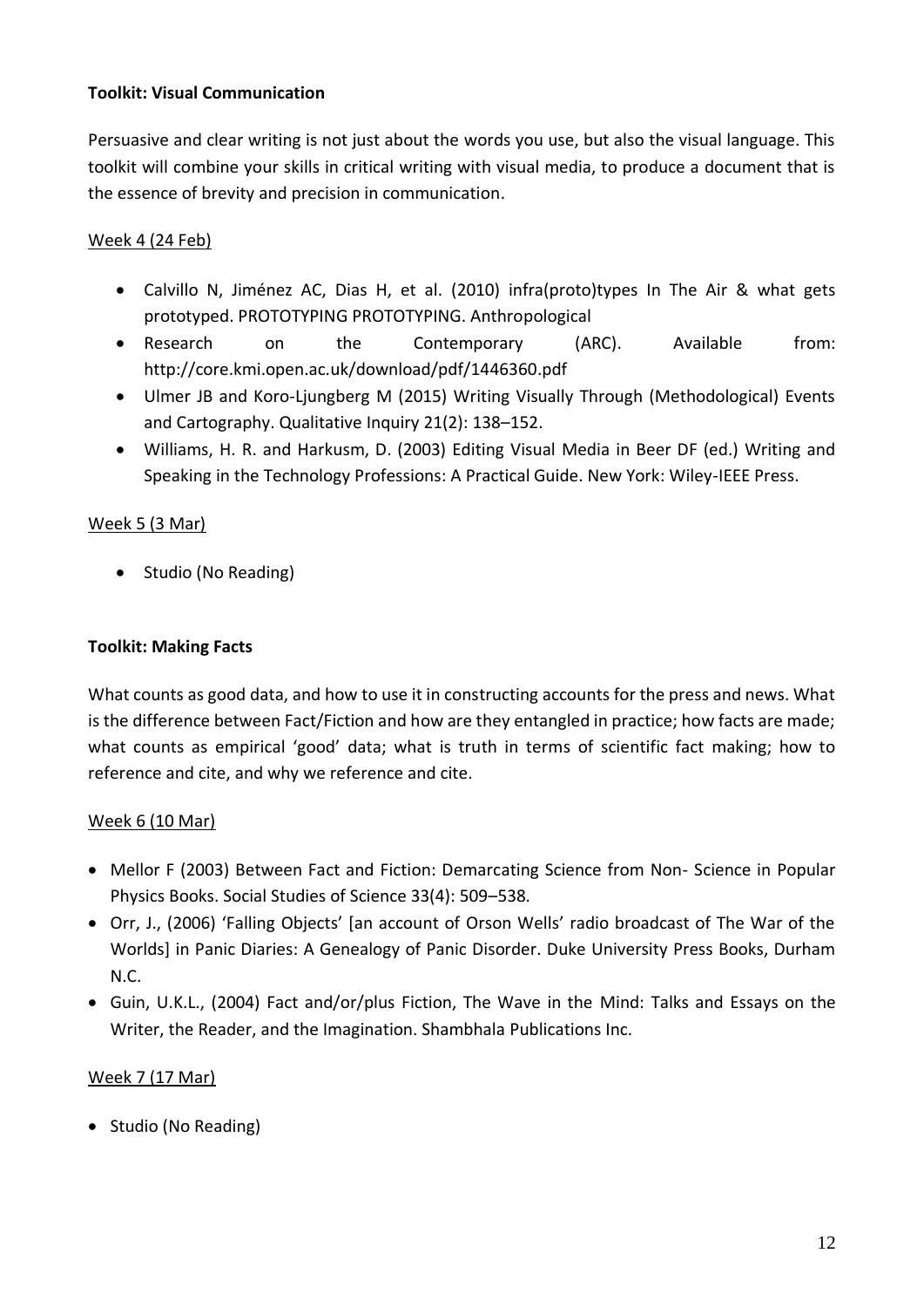**Toolkit: Visual Communication**

Persuasive and clear writing is not just about the words you use, but also the visual language. This toolkit will combine your skills in critical writing with visual media, to produce a document that is the essence of brevity and precision in communication.

Week 4 (24 Feb)

- Calvillo N, Jiménez AC, Dias H, et al. (2010) infra(proto)types In The Air & what gets prototyped. PROTOTYPING PROTOTYPING. Anthropological
- Research on the Contemporary (ARC). Available from: http://core.kmi.open.ac.uk/download/pdf/1446360.pdf
- Ulmer JB and Koro-Ljungberg M (2015) Writing Visually Through (Methodological) Events and Cartography. Qualitative Inquiry 21(2): 138–152.
- Williams, H. R. and Harkusm, D. (2003) Editing Visual Media in Beer DF (ed.) Writing and Speaking in the Technology Professions: A Practical Guide. New York: Wiley-IEEE Press.

Week 5 (3 Mar)

- Studio (No Reading)

**Toolkit: Making Facts**

What counts as good data, and how to use it in constructing accounts for the press and news. What is the difference between Fact/Fiction and how are they entangled in practice; how facts are made; what counts as empirical 'good' data; what is truth in terms of scientific fact making; how to reference and cite, and why we reference and cite.

Week 6 (10 Mar)

- Mellor F (2003) Between Fact and Fiction: Demarcating Science from Non- Science in Popular Physics Books. Social Studies of Science 33(4): 509–538.
- Orr, J., (2006) 'Falling Objects' [an account of Orson Wells' radio broadcast of The War of the Worlds] in Panic Diaries: A Genealogy of Panic Disorder. Duke University Press Books, Durham N.C.
- Guin, U.K.L., (2004) Fact and/or/plus Fiction, The Wave in the Mind: Talks and Essays on the Writer, the Reader, and the Imagination. Shambhala Publications Inc.

Week 7 (17 Mar)

- Studio (No Reading)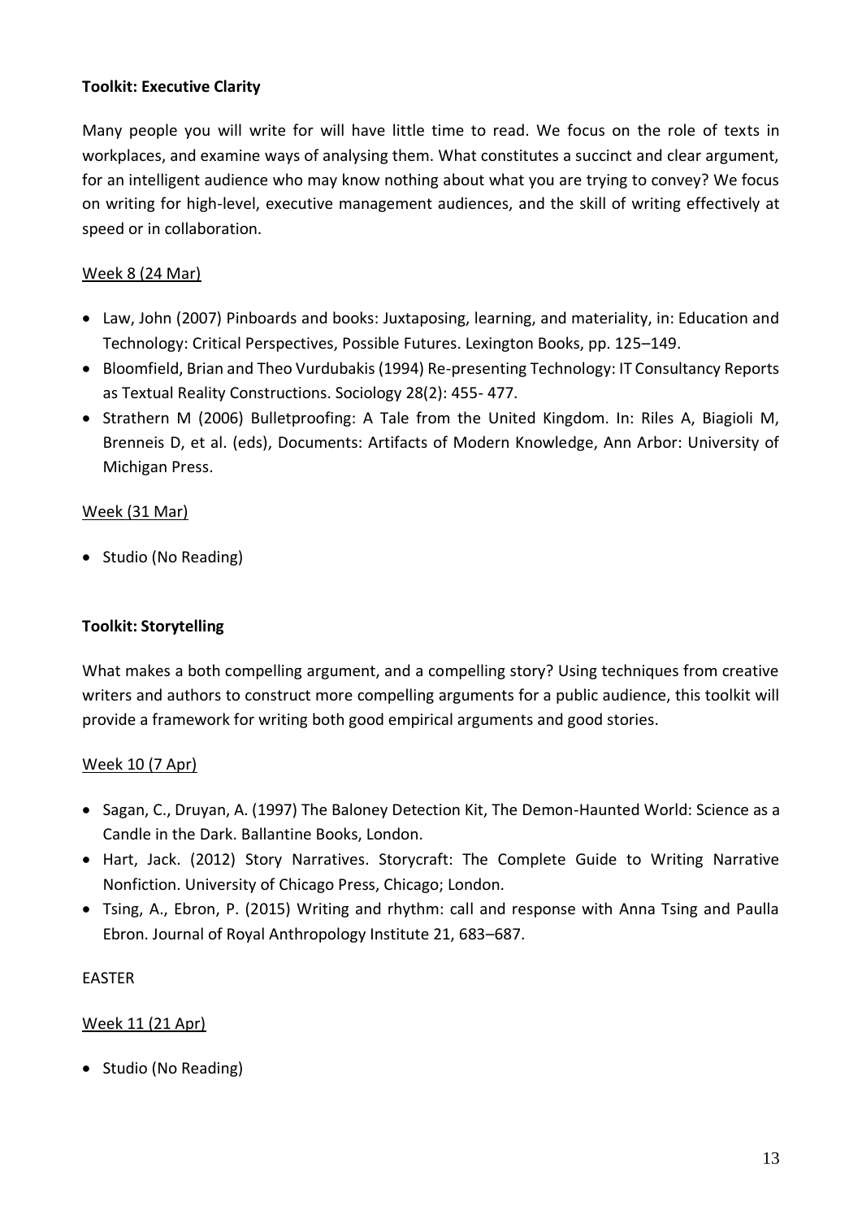**Toolkit: Executive Clarity**

Many people you will write for will have little time to read. We focus on the role of texts in workplaces, and examine ways of analysing them. What constitutes a succinct and clear argument, for an intelligent audience who may know nothing about what you are trying to convey? We focus on writing for high-level, executive management audiences, and the skill of writing effectively at speed or in collaboration.

<u>Week 8 (24 Mar)</u>

- Law, John (2007) Pinboards and books: Juxtaposing, learning, and materiality, in: Education and Technology: Critical Perspectives, Possible Futures. Lexington Books, pp. 125–149.
- Bloomfield, Brian and Theo Vurdubakis (1994) Re-presenting Technology: IT Consultancy Reports as Textual Reality Constructions. Sociology 28(2): 455- 477.
- Strathern M (2006) Bulletproofing: A Tale from the United Kingdom. In: Riles A, Biagioli M, Brenneis D, et al. (eds), Documents: Artifacts of Modern Knowledge, Ann Arbor: University of Michigan Press.

<u>Week (31 Mar)</u>

- Studio (No Reading)

**Toolkit: Storytelling**

What makes a both compelling argument, and a compelling story? Using techniques from creative writers and authors to construct more compelling arguments for a public audience, this toolkit will provide a framework for writing both good empirical arguments and good stories.

<u>Week 10 (7 Apr)</u>

- Sagan, C., Druyan, A. (1997) The Baloney Detection Kit, The Demon-Haunted World: Science as a Candle in the Dark. Ballantine Books, London.
- Hart, Jack. (2012) Story Narratives. Storycraft: The Complete Guide to Writing Narrative Nonfiction. University of Chicago Press, Chicago; London.
- Tsing, A., Ebron, P. (2015) Writing and rhythm: call and response with Anna Tsing and Paulla Ebron. Journal of Royal Anthropology Institute 21, 683–687.

EASTER

<u>Week 11 (21 Apr)</u>

- Studio (No Reading)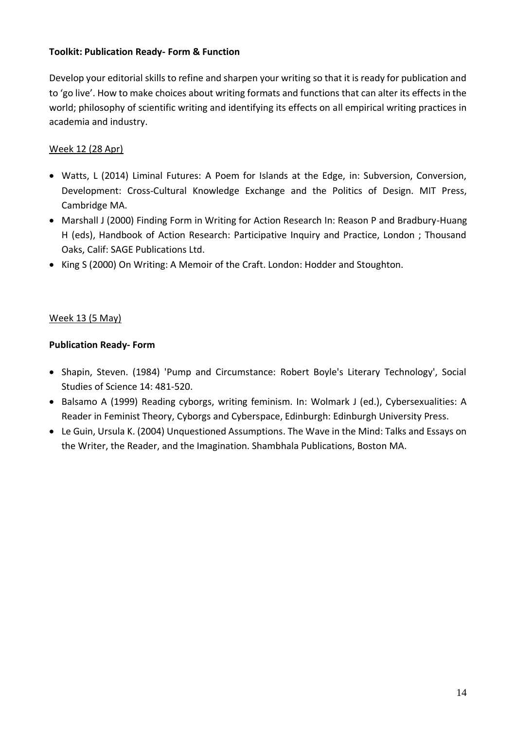**Toolkit: Publication Ready- Form & Function**

Develop your editorial skills to refine and sharpen your writing so that it is ready for publication and to 'go live'. How to make choices about writing formats and functions that can alter its effects in the world; philosophy of scientific writing and identifying its effects on all empirical writing practices in academia and industry.

Week 12 (28 Apr)

- Watts, L (2014) Liminal Futures: A Poem for Islands at the Edge, in: Subversion, Conversion, Development: Cross-Cultural Knowledge Exchange and the Politics of Design. MIT Press, Cambridge MA.
- Marshall J (2000) Finding Form in Writing for Action Research In: Reason P and Bradbury-Huang H (eds), Handbook of Action Research: Participative Inquiry and Practice, London ; Thousand Oaks, Calif: SAGE Publications Ltd.
- King S (2000) On Writing: A Memoir of the Craft. London: Hodder and Stoughton.

Week 13 (5 May)

**Publication Ready- Form**

- Shapin, Steven. (1984) 'Pump and Circumstance: Robert Boyle's Literary Technology', Social Studies of Science 14: 481-520.
- Balsamo A (1999) Reading cyborgs, writing feminism. In: Wolmark J (ed.), Cybersexualities: A Reader in Feminist Theory, Cyborgs and Cyberspace, Edinburgh: Edinburgh University Press.
- Le Guin, Ursula K. (2004) Unquestioned Assumptions. The Wave in the Mind: Talks and Essays on the Writer, the Reader, and the Imagination. Shambhala Publications, Boston MA.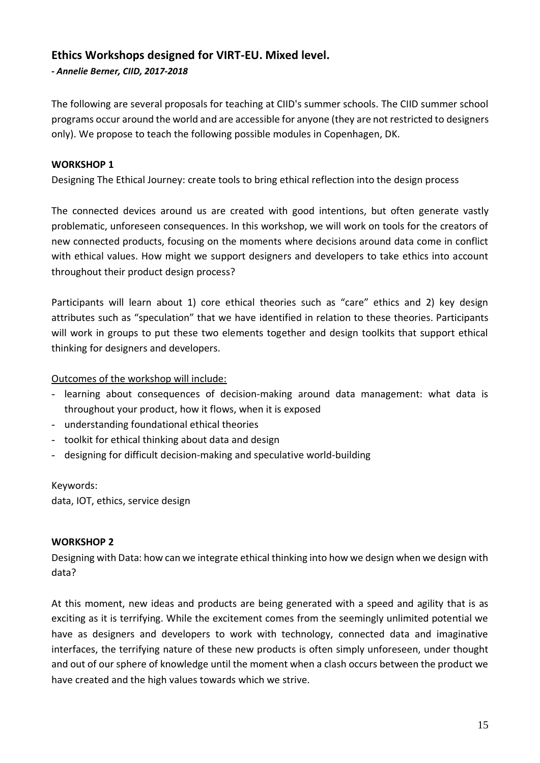## Ethics Workshops designed for VIRT-EU. Mixed level.

***- Annelie Berner, CIID, 2017-2018***

The following are several proposals for teaching at CIID's summer schools. The CIID summer school programs occur around the world and are accessible for anyone (they are not restricted to designers only). We propose to teach the following possible modules in Copenhagen, DK.

**WORKSHOP 1**

Designing The Ethical Journey: create tools to bring ethical reflection into the design process

The connected devices around us are created with good intentions, but often generate vastly problematic, unforeseen consequences. In this workshop, we will work on tools for the creators of new connected products, focusing on the moments where decisions around data come in conflict with ethical values. How might we support designers and developers to take ethics into account throughout their product design process?

Participants will learn about 1) core ethical theories such as "care" ethics and 2) key design attributes such as "speculation" that we have identified in relation to these theories. Participants will work in groups to put these two elements together and design toolkits that support ethical thinking for designers and developers.

<u>Outcomes of the workshop will include:</u>

- learning about consequences of decision-making around data management: what data is throughout your product, how it flows, when it is exposed
- understanding foundational ethical theories
- toolkit for ethical thinking about data and design
- designing for difficult decision-making and speculative world-building

Keywords:
data, IOT, ethics, service design

**WORKSHOP 2**

Designing with Data: how can we integrate ethical thinking into how we design when we design with data?

At this moment, new ideas and products are being generated with a speed and agility that is as exciting as it is terrifying. While the excitement comes from the seemingly unlimited potential we have as designers and developers to work with technology, connected data and imaginative interfaces, the terrifying nature of these new products is often simply unforeseen, under thought and out of our sphere of knowledge until the moment when a clash occurs between the product we have created and the high values towards which we strive.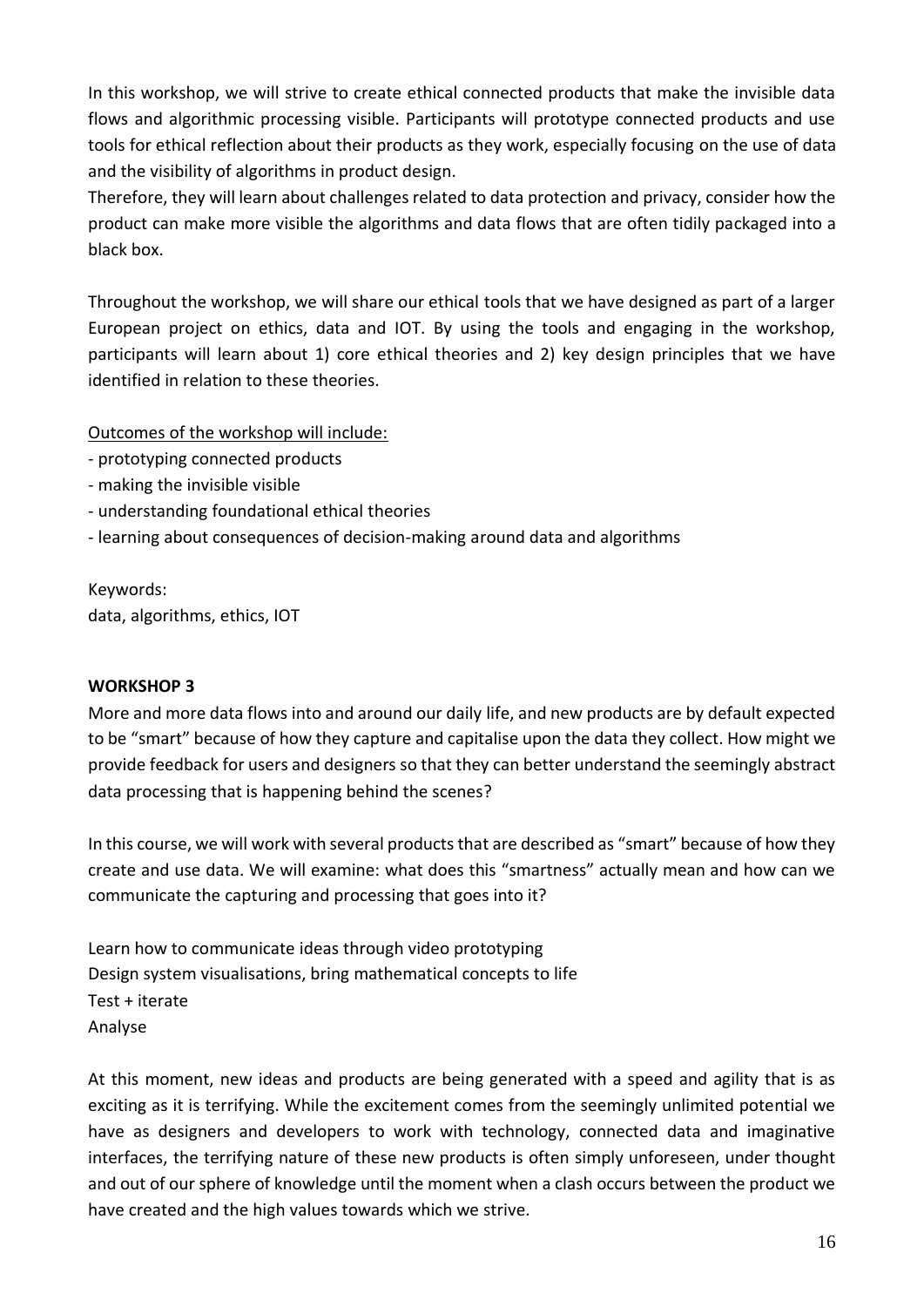In this workshop, we will strive to create ethical connected products that make the invisible data flows and algorithmic processing visible. Participants will prototype connected products and use tools for ethical reflection about their products as they work, especially focusing on the use of data and the visibility of algorithms in product design.
Therefore, they will learn about challenges related to data protection and privacy, consider how the product can make more visible the algorithms and data flows that are often tidily packaged into a black box.

Throughout the workshop, we will share our ethical tools that we have designed as part of a larger European project on ethics, data and IOT. By using the tools and engaging in the workshop, participants will learn about 1) core ethical theories and 2) key design principles that we have identified in relation to these theories.

Outcomes of the workshop will include:

- prototyping connected products
- making the invisible visible
- understanding foundational ethical theories
- learning about consequences of decision-making around data and algorithms

Keywords:
data, algorithms, ethics, IOT

**WORKSHOP 3**

More and more data flows into and around our daily life, and new products are by default expected to be "smart" because of how they capture and capitalise upon the data they collect. How might we provide feedback for users and designers so that they can better understand the seemingly abstract data processing that is happening behind the scenes?

In this course, we will work with several products that are described as "smart" because of how they create and use data. We will examine: what does this "smartness" actually mean and how can we communicate the capturing and processing that goes into it?

Learn how to communicate ideas through video prototyping
Design system visualisations, bring mathematical concepts to life
Test + iterate
Analyse

At this moment, new ideas and products are being generated with a speed and agility that is as exciting as it is terrifying. While the excitement comes from the seemingly unlimited potential we have as designers and developers to work with technology, connected data and imaginative interfaces, the terrifying nature of these new products is often simply unforeseen, under thought and out of our sphere of knowledge until the moment when a clash occurs between the product we have created and the high values towards which we strive.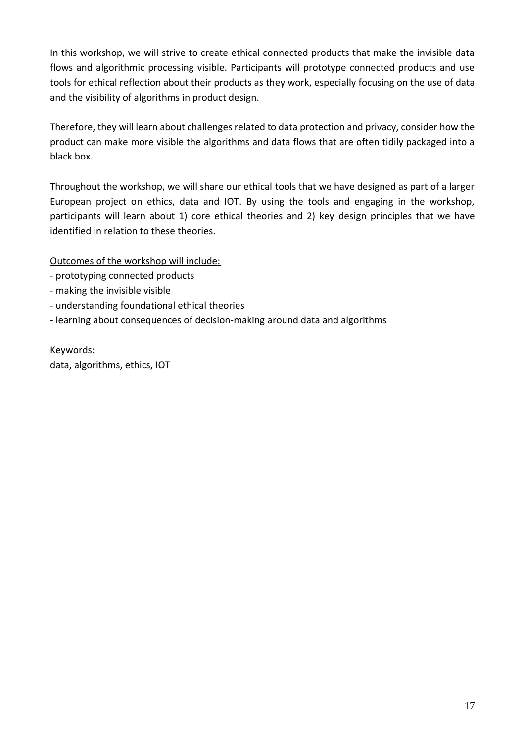In this workshop, we will strive to create ethical connected products that make the invisible data flows and algorithmic processing visible. Participants will prototype connected products and use tools for ethical reflection about their products as they work, especially focusing on the use of data and the visibility of algorithms in product design.

Therefore, they will learn about challenges related to data protection and privacy, consider how the product can make more visible the algorithms and data flows that are often tidily packaged into a black box.

Throughout the workshop, we will share our ethical tools that we have designed as part of a larger European project on ethics, data and IOT. By using the tools and engaging in the workshop, participants will learn about 1) core ethical theories and 2) key design principles that we have identified in relation to these theories.

<u>Outcomes of the workshop will include:</u>

- prototyping connected products
- making the invisible visible
- understanding foundational ethical theories
- learning about consequences of decision-making around data and algorithms

Keywords:
data, algorithms, ethics, IOT